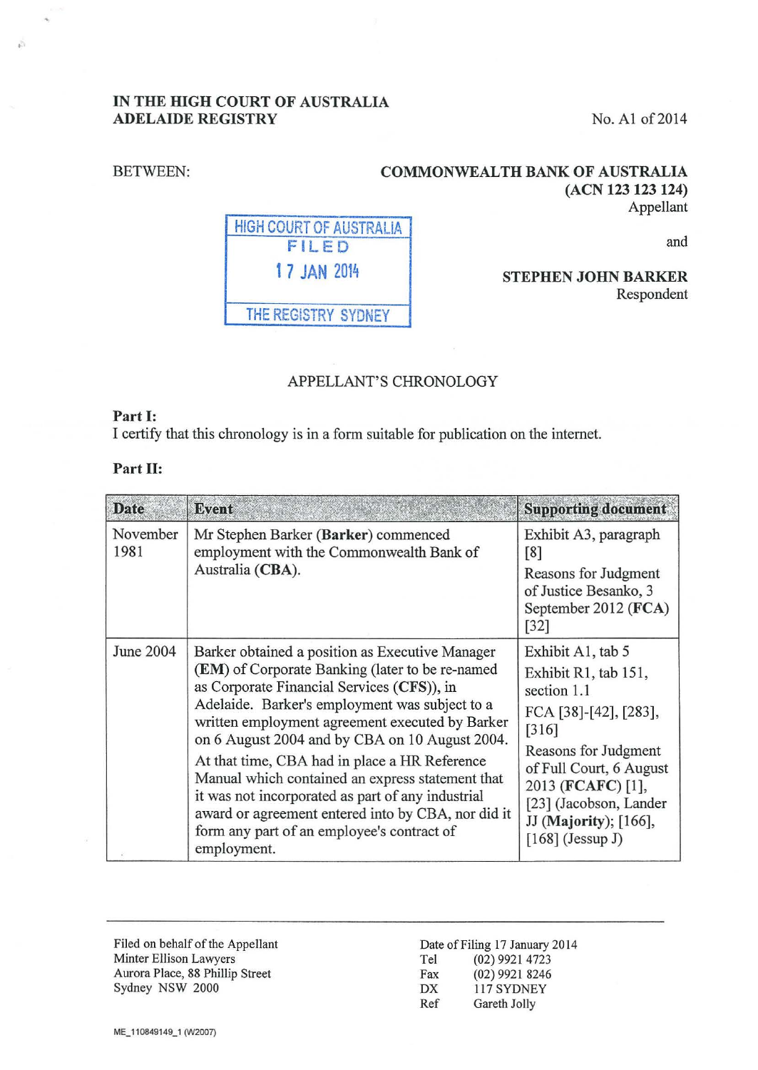IN THE HIGH COURT OF AUSTRALIA
ADELAIDE REGISTRY

No. A1 of 2014

BETWEEN:

**COMMONWEALTH BANK OF AUSTRALIA (ACN 123 123 124)**
Appellant

and

**STEPHEN JOHN BARKER**
Respondent

HIGH COURT OF AUSTRALIA
FILED
17 JAN 2014
THE REGISTRY SYDNEY

APPELLANT'S CHRONOLOGY

**Part I:**

I certify that this chronology is in a form suitable for publication on the internet.

**Part II:**

| Date | Event | Supporting document |
|---|---|---|
| November 1981 | Mr Stephen Barker (**Barker**) commenced employment with the Commonwealth Bank of Australia (**CBA**). | Exhibit A3, paragraph [8]<br>Reasons for Judgment of Justice Besanko, 3 September 2012 (**FCA**) [32] |
| June 2004 | Barker obtained a position as Executive Manager (**EM**) of Corporate Banking (later to be re-named as Corporate Financial Services (**CFS**)), in Adelaide. Barker's employment was subject to a written employment agreement executed by Barker on 6 August 2004 and by CBA on 10 August 2004.<br>At that time, CBA had in place a HR Reference Manual which contained an express statement that it was not incorporated as part of any industrial award or agreement entered into by CBA, nor did it form any part of an employee's contract of employment. | Exhibit A1, tab 5<br>Exhibit R1, tab 151, section 1.1<br>FCA [38]-[42], [283], [316]<br>Reasons for Judgment of Full Court, 6 August 2013 (**FCAFC**) [1], [23] (Jacobson, Lander JJ (**Majority**); [166], [168] (Jessup J) |

Filed on behalf of the Appellant
Minter Ellison Lawyers
Aurora Place, 88 Phillip Street
Sydney NSW 2000

Date of Filing 17 January 2014
Tel (02) 9921 4723
Fax (02) 9921 8246
DX 117 SYDNEY
Ref Gareth Jolly

ME_110849149_1 (W2007)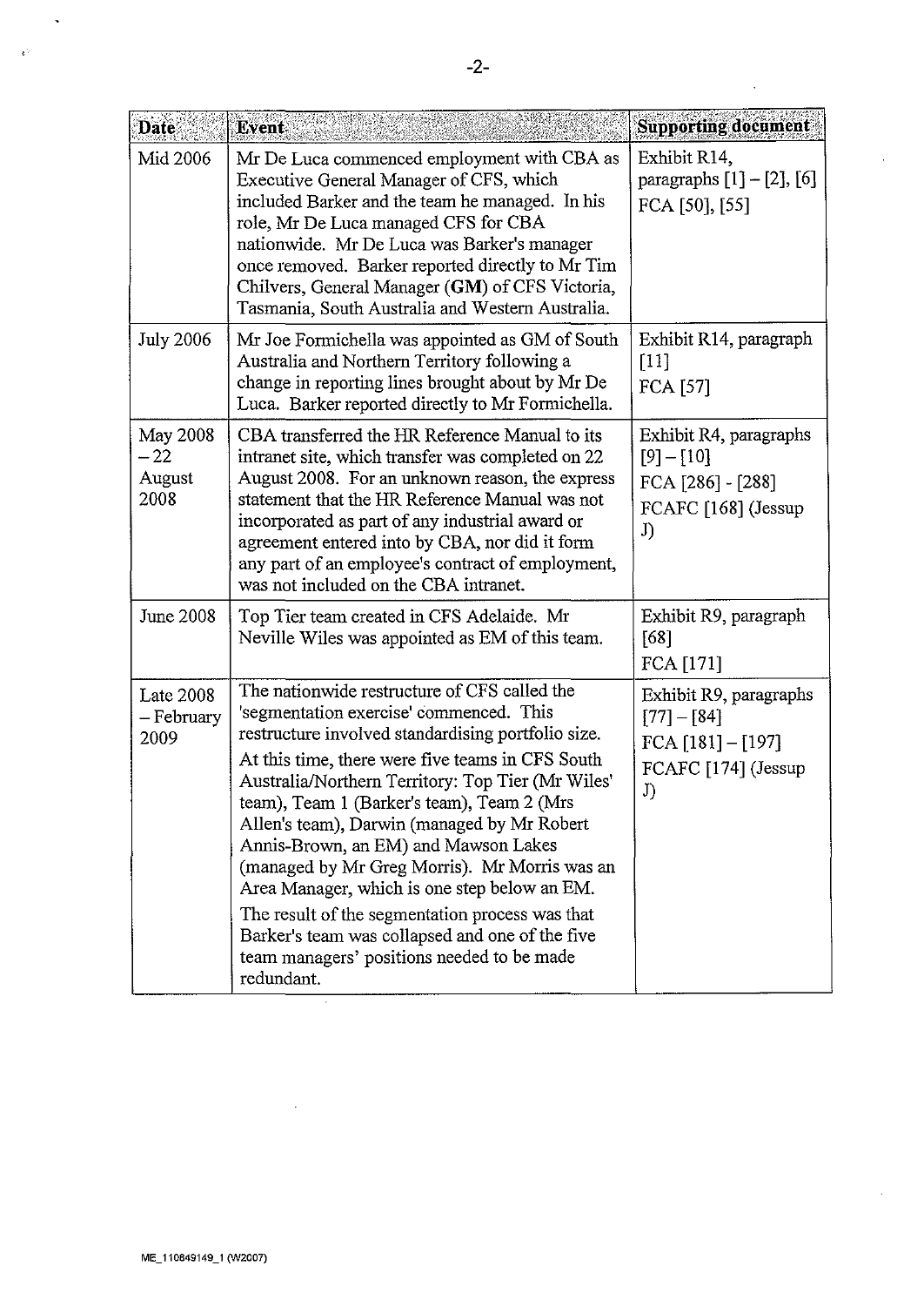| Date | Event | Supporting document |
|---|---|---|
| Mid 2006 | Mr De Luca commenced employment with CBA as Executive General Manager of CFS, which included Barker and the team he managed. In his role, Mr De Luca managed CFS for CBA nationwide. Mr De Luca was Barker's manager once removed. Barker reported directly to Mr Tim Chilvers, General Manager (**GM**) of CFS Victoria, Tasmania, South Australia and Western Australia. | Exhibit R14, paragraphs [1] – [2], [6] FCA [50], [55] |
| July 2006 | Mr Joe Formichella was appointed as GM of South Australia and Northern Territory following a change in reporting lines brought about by Mr De Luca. Barker reported directly to Mr Formichella. | Exhibit R14, paragraph [11] FCA [57] |
| May 2008 – 22 August 2008 | CBA transferred the HR Reference Manual to its intranet site, which transfer was completed on 22 August 2008. For an unknown reason, the express statement that the HR Reference Manual was not incorporated as part of any industrial award or agreement entered into by CBA, nor did it form any part of an employee's contract of employment, was not included on the CBA intranet. | Exhibit R4, paragraphs [9] – [10] FCA [286] - [288] FCAFC [168] (Jessup J) |
| June 2008 | Top Tier team created in CFS Adelaide. Mr Neville Wiles was appointed as EM of this team. | Exhibit R9, paragraph [68] FCA [171] |
| Late 2008 – February 2009 | The nationwide restructure of CFS called the 'segmentation exercise' commenced. This restructure involved standardising portfolio size.<br>At this time, there were five teams in CFS South Australia/Northern Territory: Top Tier (Mr Wiles' team), Team 1 (Barker's team), Team 2 (Mrs Allen's team), Darwin (managed by Mr Robert Annis-Brown, an EM) and Mawson Lakes (managed by Mr Greg Morris). Mr Morris was an Area Manager, which is one step below an EM.<br>The result of the segmentation process was that Barker's team was collapsed and one of the five team managers' positions needed to be made redundant. | Exhibit R9, paragraphs [77] – [84] FCA [181] – [197] FCAFC [174] (Jessup J) |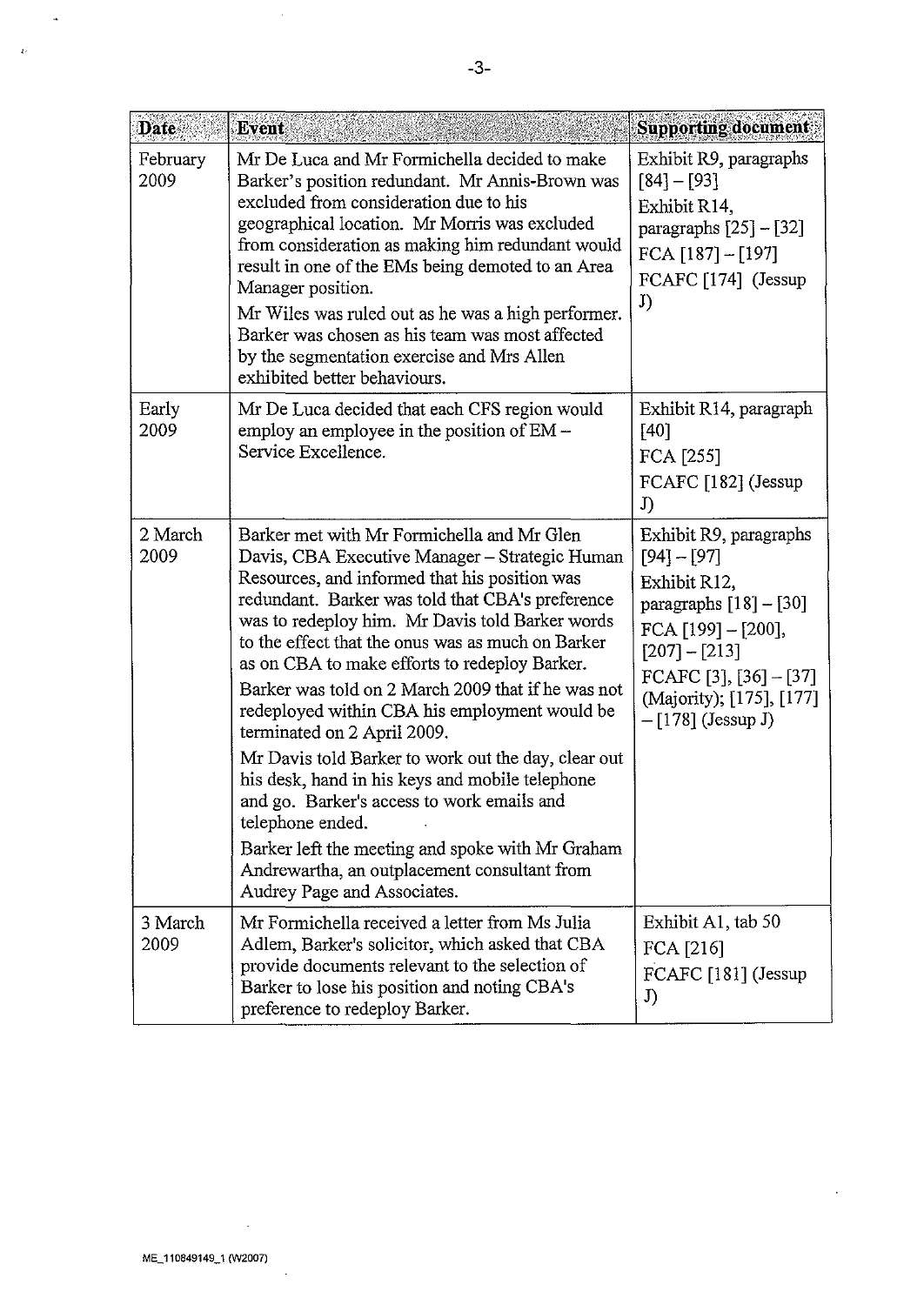| Date | Event | Supporting document |
|---|---|---|
| February 2009 | Mr De Luca and Mr Formichella decided to make Barker's position redundant. Mr Annis-Brown was excluded from consideration due to his geographical location. Mr Morris was excluded from consideration as making him redundant would result in one of the EMs being demoted to an Area Manager position.<br><br>Mr Wiles was ruled out as he was a high performer. Barker was chosen as his team was most affected by the segmentation exercise and Mrs Allen exhibited better behaviours. | Exhibit R9, paragraphs [84] – [93]<br><br>Exhibit R14, paragraphs [25] – [32]<br><br>FCA [187] – [197]<br><br>FCAFC [174] (Jessup J) |
| Early 2009 | Mr De Luca decided that each CFS region would employ an employee in the position of EM – Service Excellence. | Exhibit R14, paragraph [40]<br><br>FCA [255]<br><br>FCAFC [182] (Jessup J) |
| 2 March 2009 | Barker met with Mr Formichella and Mr Glen Davis, CBA Executive Manager – Strategic Human Resources, and informed that his position was redundant. Barker was told that CBA's preference was to redeploy him. Mr Davis told Barker words to the effect that the onus was as much on Barker as on CBA to make efforts to redeploy Barker.<br><br>Barker was told on 2 March 2009 that if he was not redeployed within CBA his employment would be terminated on 2 April 2009.<br><br>Mr Davis told Barker to work out the day, clear out his desk, hand in his keys and mobile telephone and go. Barker's access to work emails and telephone ended.<br><br>Barker left the meeting and spoke with Mr Graham Andrewartha, an outplacement consultant from Audrey Page and Associates. | Exhibit R9, paragraphs [94] – [97]<br><br>Exhibit R12, paragraphs [18] – [30]<br><br>FCA [199] – [200], [207] – [213]<br><br>FCAFC [3], [36] – [37] (Majority); [175], [177] – [178] (Jessup J) |
| 3 March 2009 | Mr Formichella received a letter from Ms Julia Adlem, Barker's solicitor, which asked that CBA provide documents relevant to the selection of Barker to lose his position and noting CBA's preference to redeploy Barker. | Exhibit A1, tab 50<br><br>FCA [216]<br><br>FCAFC [181] (Jessup J) |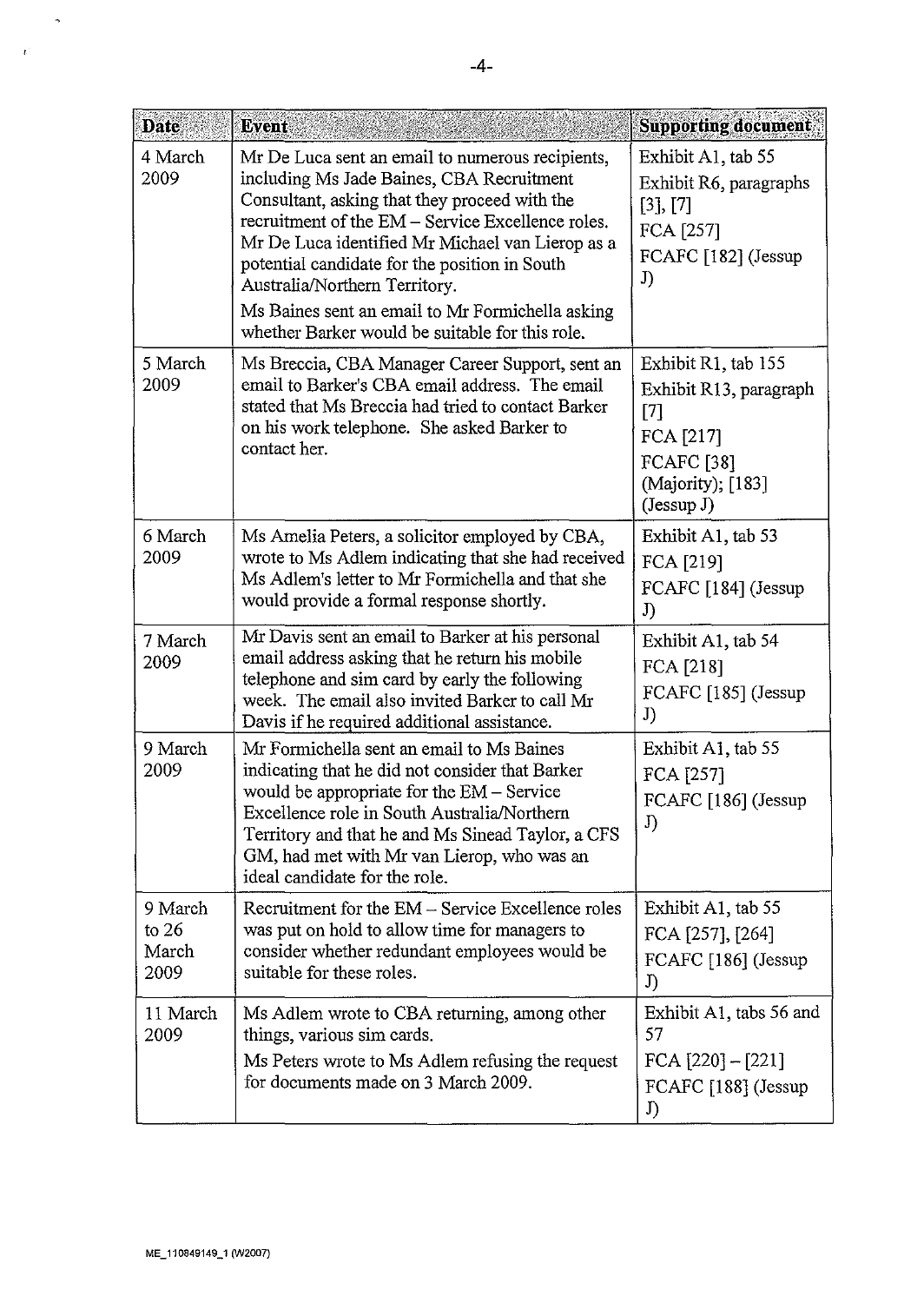| Date | Event | Supporting document |
|---|---|---|
| 4 March 2009 | Mr De Luca sent an email to numerous recipients, including Ms Jade Baines, CBA Recruitment Consultant, asking that they proceed with the recruitment of the EM – Service Excellence roles. Mr De Luca identified Mr Michael van Lierop as a potential candidate for the position in South Australia/Northern Territory.<br><br>Ms Baines sent an email to Mr Formichella asking whether Barker would be suitable for this role. | Exhibit A1, tab 55<br>Exhibit R6, paragraphs [3], [7]<br>FCA [257]<br>FCAFC [182] (Jessup J) |
| 5 March 2009 | Ms Breccia, CBA Manager Career Support, sent an email to Barker's CBA email address. The email stated that Ms Breccia had tried to contact Barker on his work telephone. She asked Barker to contact her. | Exhibit R1, tab 155<br>Exhibit R13, paragraph [7]<br>FCA [217]<br>FCAFC [38] (Majority); [183] (Jessup J) |
| 6 March 2009 | Ms Amelia Peters, a solicitor employed by CBA, wrote to Ms Adlem indicating that she had received Ms Adlem's letter to Mr Formichella and that she would provide a formal response shortly. | Exhibit A1, tab 53<br>FCA [219]<br>FCAFC [184] (Jessup J) |
| 7 March 2009 | Mr Davis sent an email to Barker at his personal email address asking that he return his mobile telephone and sim card by early the following week. The email also invited Barker to call Mr Davis if he required additional assistance. | Exhibit A1, tab 54<br>FCA [218]<br>FCAFC [185] (Jessup J) |
| 9 March 2009 | Mr Formichella sent an email to Ms Baines indicating that he did not consider that Barker would be appropriate for the EM – Service Excellence role in South Australia/Northern Territory and that he and Ms Sinead Taylor, a CFS GM, had met with Mr van Lierop, who was an ideal candidate for the role. | Exhibit A1, tab 55<br>FCA [257]<br>FCAFC [186] (Jessup J) |
| 9 March to 26 March 2009 | Recruitment for the EM – Service Excellence roles was put on hold to allow time for managers to consider whether redundant employees would be suitable for these roles. | Exhibit A1, tab 55<br>FCA [257], [264]<br>FCAFC [186] (Jessup J) |
| 11 March 2009 | Ms Adlem wrote to CBA returning, among other things, various sim cards.<br><br>Ms Peters wrote to Ms Adlem refusing the request for documents made on 3 March 2009. | Exhibit A1, tabs 56 and 57<br>FCA [220] – [221]<br>FCAFC [188] (Jessup J) |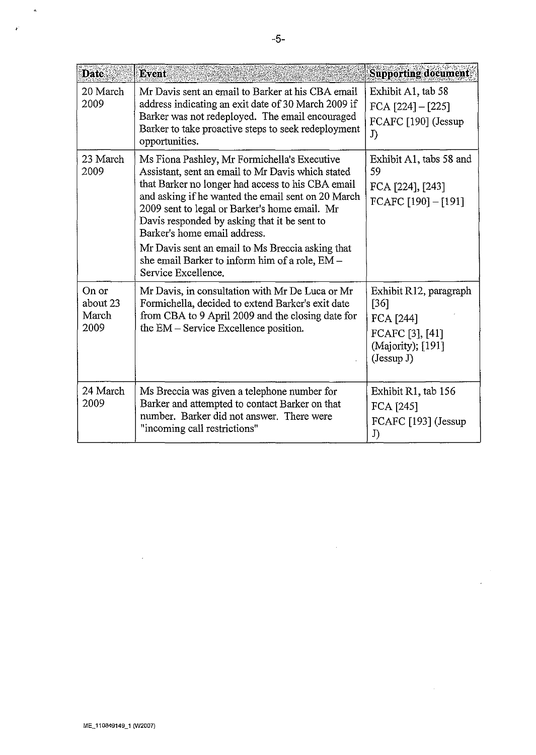| Date | Event | Supporting document |
|---|---|---|
| 20 March 2009 | Mr Davis sent an email to Barker at his CBA email address indicating an exit date of 30 March 2009 if Barker was not redeployed. The email encouraged Barker to take proactive steps to seek redeployment opportunities. | Exhibit A1, tab 58<br>FCA [224] – [225]<br>FCAFC [190] (Jessup J) |
| 23 March 2009 | Ms Fiona Pashley, Mr Formichella's Executive Assistant, sent an email to Mr Davis which stated that Barker no longer had access to his CBA email and asking if he wanted the email sent on 20 March 2009 sent to legal or Barker's home email. Mr Davis responded by asking that it be sent to Barker's home email address.<br>Mr Davis sent an email to Ms Breccia asking that she email Barker to inform him of a role, EM – Service Excellence. | Exhibit A1, tabs 58 and 59<br>FCA [224], [243]<br>FCAFC [190] – [191] |
| On or about 23 March 2009 | Mr Davis, in consultation with Mr De Luca or Mr Formichella, decided to extend Barker's exit date from CBA to 9 April 2009 and the closing date for the EM – Service Excellence position. | Exhibit R12, paragraph [36]<br>FCA [244]<br>FCAFC [3], [41] (Majority); [191] (Jessup J) |
| 24 March 2009 | Ms Breccia was given a telephone number for Barker and attempted to contact Barker on that number. Barker did not answer. There were "incoming call restrictions" | Exhibit R1, tab 156<br>FCA [245]<br>FCAFC [193] (Jessup J) |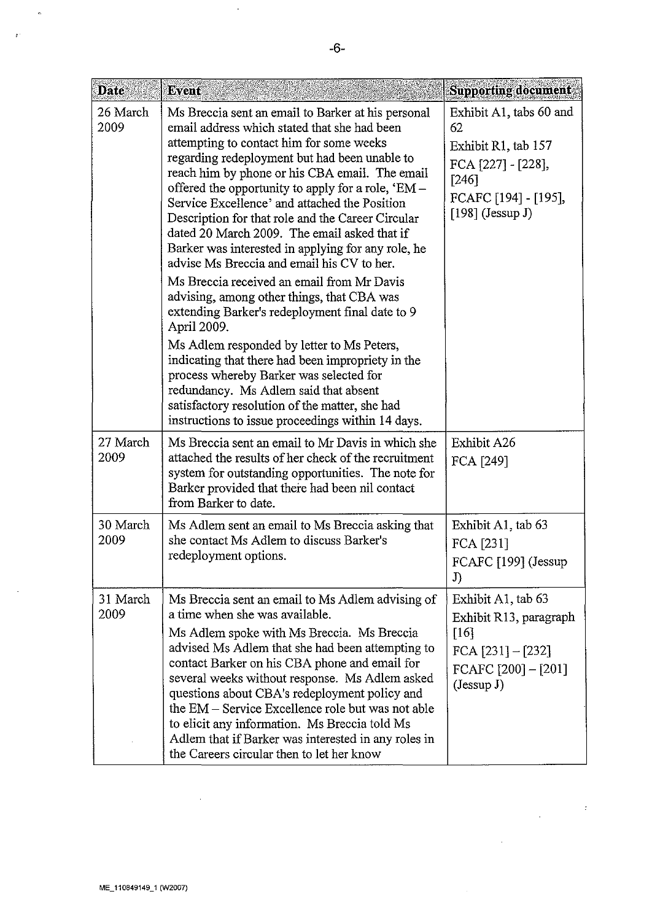| Date | Event | Supporting document |
| --- | --- | --- |
| 26 March 2009 | Ms Breccia sent an email to Barker at his personal email address which stated that she had been attempting to contact him for some weeks regarding redeployment but had been unable to reach him by phone or his CBA email. The email offered the opportunity to apply for a role, 'EM – Service Excellence' and attached the Position Description for that role and the Career Circular dated 20 March 2009. The email asked that if Barker was interested in applying for any role, he advise Ms Breccia and email his CV to her.<br><br>Ms Breccia received an email from Mr Davis advising, among other things, that CBA was extending Barker's redeployment final date to 9 April 2009.<br><br>Ms Adlem responded by letter to Ms Peters, indicating that there had been impropriety in the process whereby Barker was selected for redundancy. Ms Adlem said that absent satisfactory resolution of the matter, she had instructions to issue proceedings within 14 days. | Exhibit A1, tabs 60 and 62<br><br>Exhibit R1, tab 157<br><br>FCA [227] - [228], [246]<br><br>FCAFC [194] - [195], [198] (Jessup J) |
| 27 March 2009 | Ms Breccia sent an email to Mr Davis in which she attached the results of her check of the recruitment system for outstanding opportunities. The note for Barker provided that there had been nil contact from Barker to date. | Exhibit A26<br><br>FCA [249] |
| 30 March 2009 | Ms Adlem sent an email to Ms Breccia asking that she contact Ms Adlem to discuss Barker's redeployment options. | Exhibit A1, tab 63<br><br>FCA [231]<br><br>FCAFC [199] (Jessup J) |
| 31 March 2009 | Ms Breccia sent an email to Ms Adlem advising of a time when she was available.<br><br>Ms Adlem spoke with Ms Breccia. Ms Breccia advised Ms Adlem that she had been attempting to contact Barker on his CBA phone and email for several weeks without response. Ms Adlem asked questions about CBA's redeployment policy and the EM – Service Excellence role but was not able to elicit any information. Ms Breccia told Ms Adlem that if Barker was interested in any roles in the Careers circular then to let her know | Exhibit A1, tab 63<br><br>Exhibit R13, paragraph [16]<br><br>FCA [231] – [232]<br><br>FCAFC [200] – [201] (Jessup J) |

ME_110849149_1 (W2007)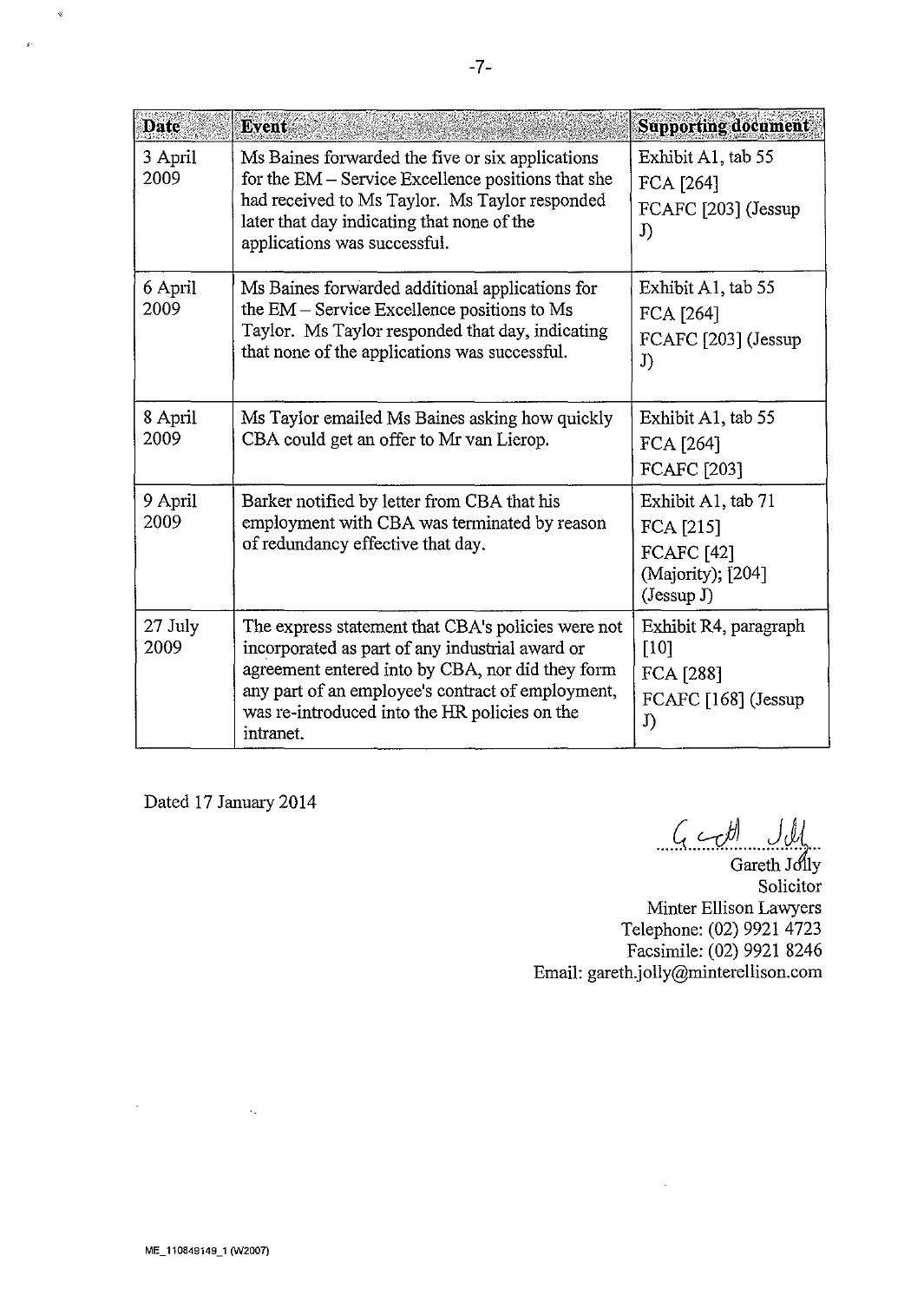| Date | Event | Supporting document |
|---|---|---|
| 3 April 2009 | Ms Baines forwarded the five or six applications for the EM – Service Excellence positions that she had received to Ms Taylor. Ms Taylor responded later that day indicating that none of the applications was successful. | Exhibit A1, tab 55<br>FCA [264]<br>FCAFC [203] (Jessup J) |
| 6 April 2009 | Ms Baines forwarded additional applications for the EM – Service Excellence positions to Ms Taylor. Ms Taylor responded that day, indicating that none of the applications was successful. | Exhibit A1, tab 55<br>FCA [264]<br>FCAFC [203] (Jessup J) |
| 8 April 2009 | Ms Taylor emailed Ms Baines asking how quickly CBA could get an offer to Mr van Lierop. | Exhibit A1, tab 55<br>FCA [264]<br>FCAFC [203] |
| 9 April 2009 | Barker notified by letter from CBA that his employment with CBA was terminated by reason of redundancy effective that day. | Exhibit A1, tab 71<br>FCA [215]<br>FCAFC [42] (Majority); [204] (Jessup J) |
| 27 July 2009 | The express statement that CBA's policies were not incorporated as part of any industrial award or agreement entered into by CBA, nor did they form any part of an employee's contract of employment, was re-introduced into the HR policies on the intranet. | Exhibit R4, paragraph [10]<br>FCA [288]<br>FCAFC [168] (Jessup J) |

Dated 17 January 2014

Gareth Jolly
Solicitor
Minter Ellison Lawyers
Telephone: (02) 9921 4723
Facsimile: (02) 9921 8246
Email: gareth.jolly@minterellison.com

ME_110849149_1 (W2007)